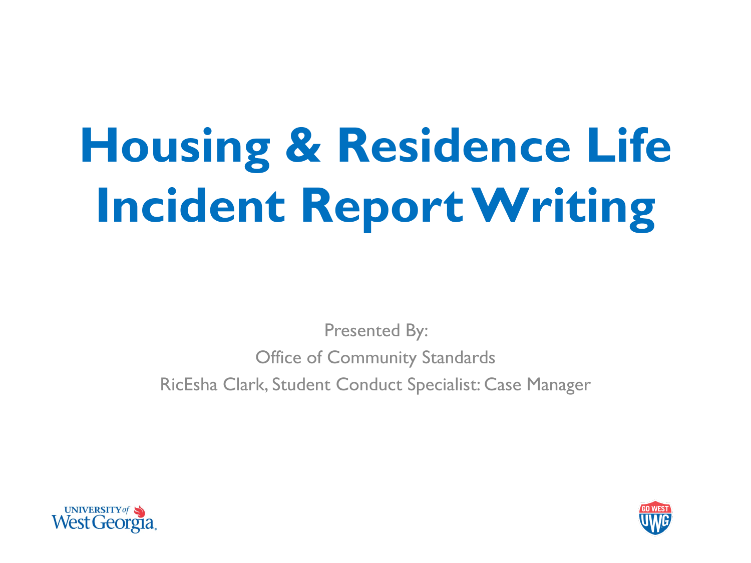# Housing & Residence Life Incident Report Writing

Presented By:

Office of Community Standards

RicEsha Clark, Student Conduct Specialist: Case Manager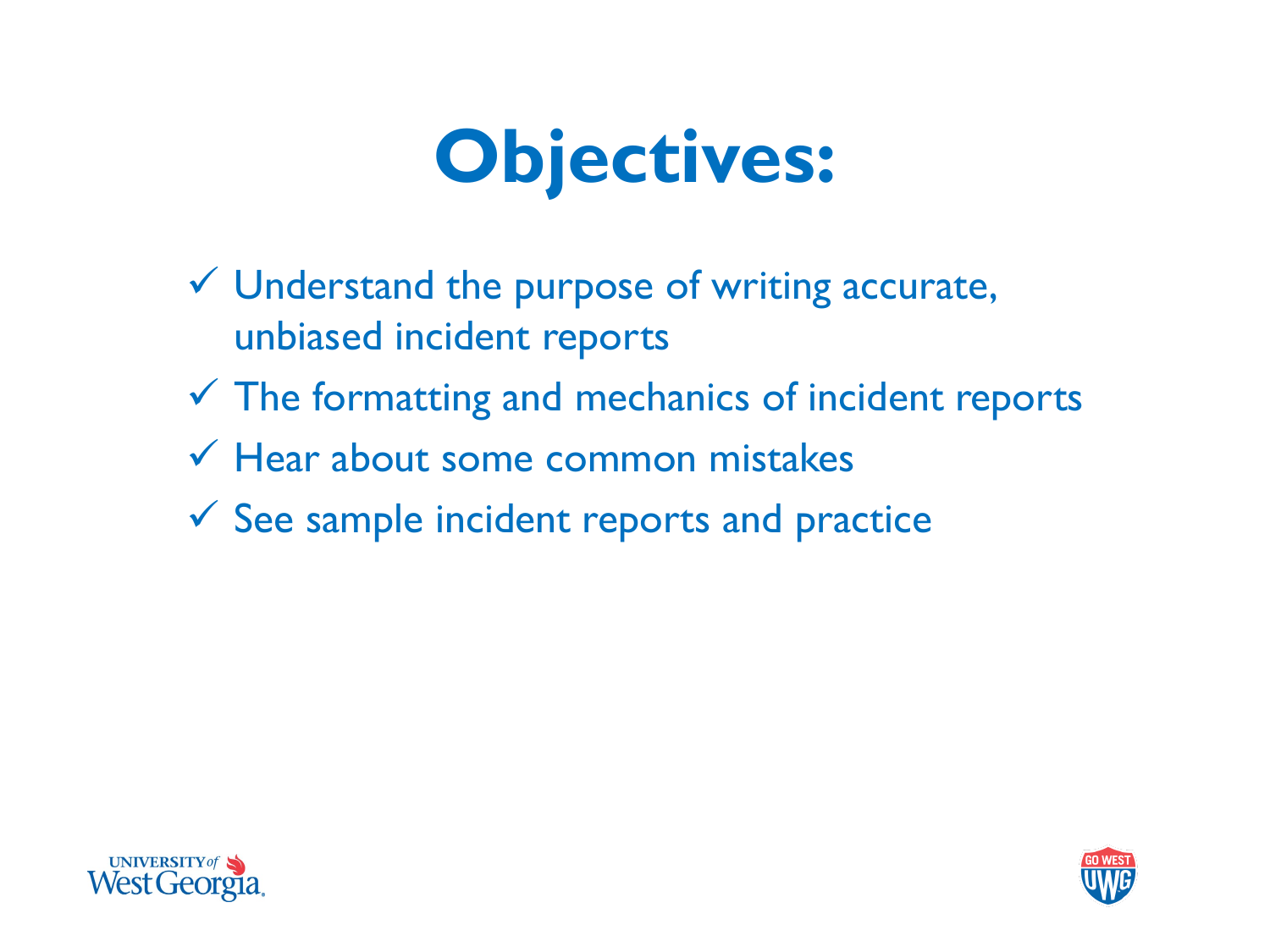# Objectives:

- ✓ Understand the purpose of writing accurate, unbiased incident reports
- ✓ The formatting and mechanics of incident reports
- ✓ Hear about some common mistakes
- ✓ See sample incident reports and practice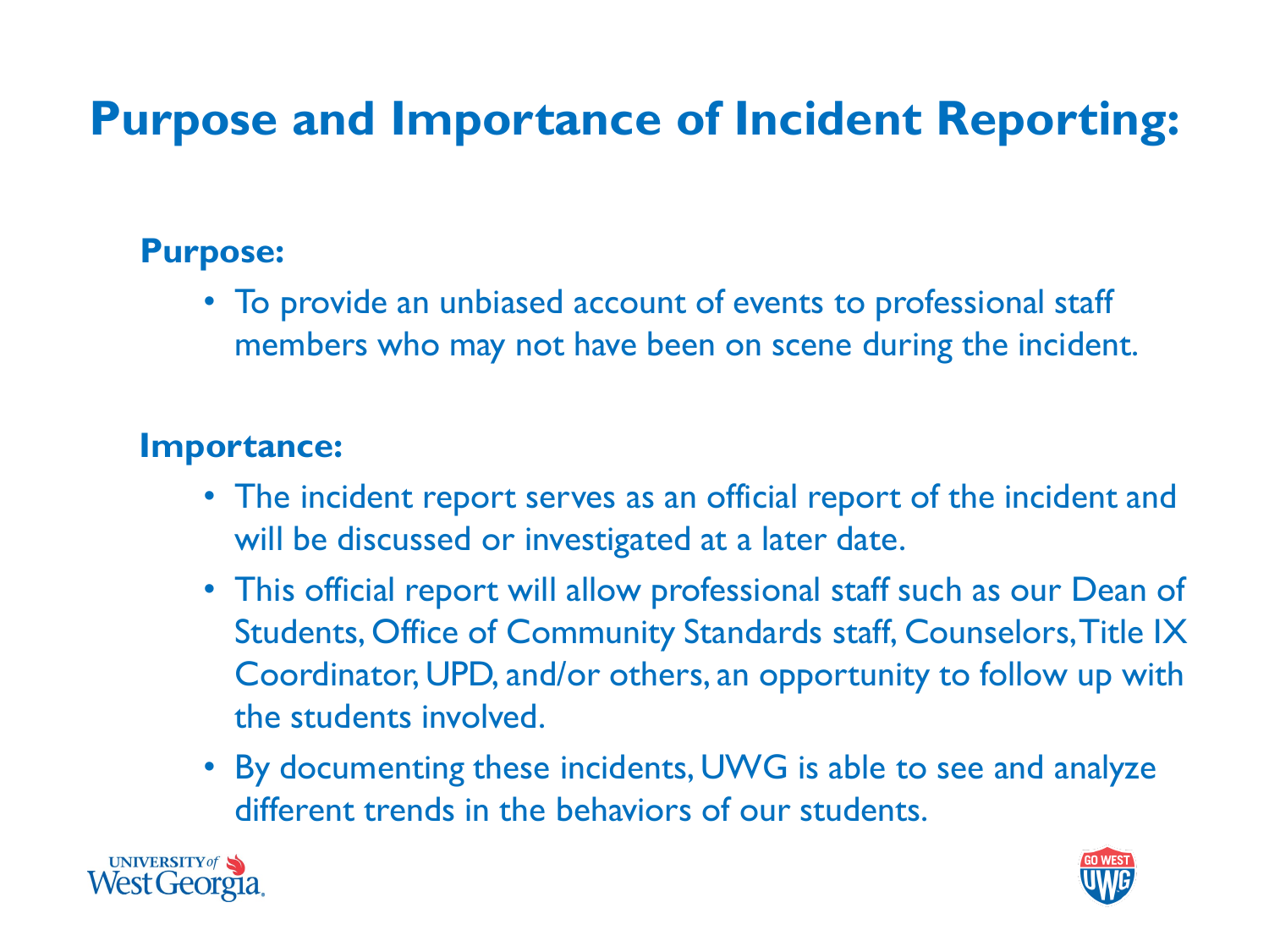# Purpose and Importance of Incident Reporting:

**Purpose:**

- To provide an unbiased account of events to professional staff members who may not have been on scene during the incident.

**Importance:**

- The incident report serves as an official report of the incident and will be discussed or investigated at a later date.
- This official report will allow professional staff such as our Dean of Students, Office of Community Standards staff, Counselors, Title IX Coordinator, UPD, and/or others, an opportunity to follow up with the students involved.
- By documenting these incidents, UWG is able to see and analyze different trends in the behaviors of our students.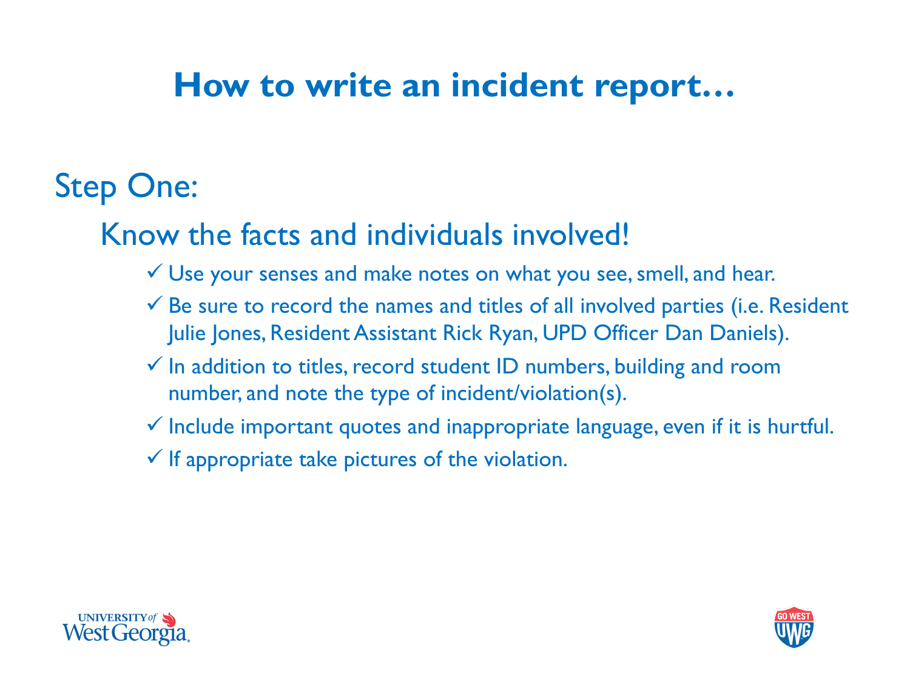# How to write an incident report…

## Step One:

### Know the facts and individuals involved!

- ✓ Use your senses and make notes on what you see, smell, and hear.
- ✓ Be sure to record the names and titles of all involved parties (i.e. Resident Julie Jones, Resident Assistant Rick Ryan, UPD Officer Dan Daniels).
- ✓ In addition to titles, record student ID numbers, building and room number, and note the type of incident/violation(s).
- ✓ Include important quotes and inappropriate language, even if it is hurtful.
- ✓ If appropriate take pictures of the violation.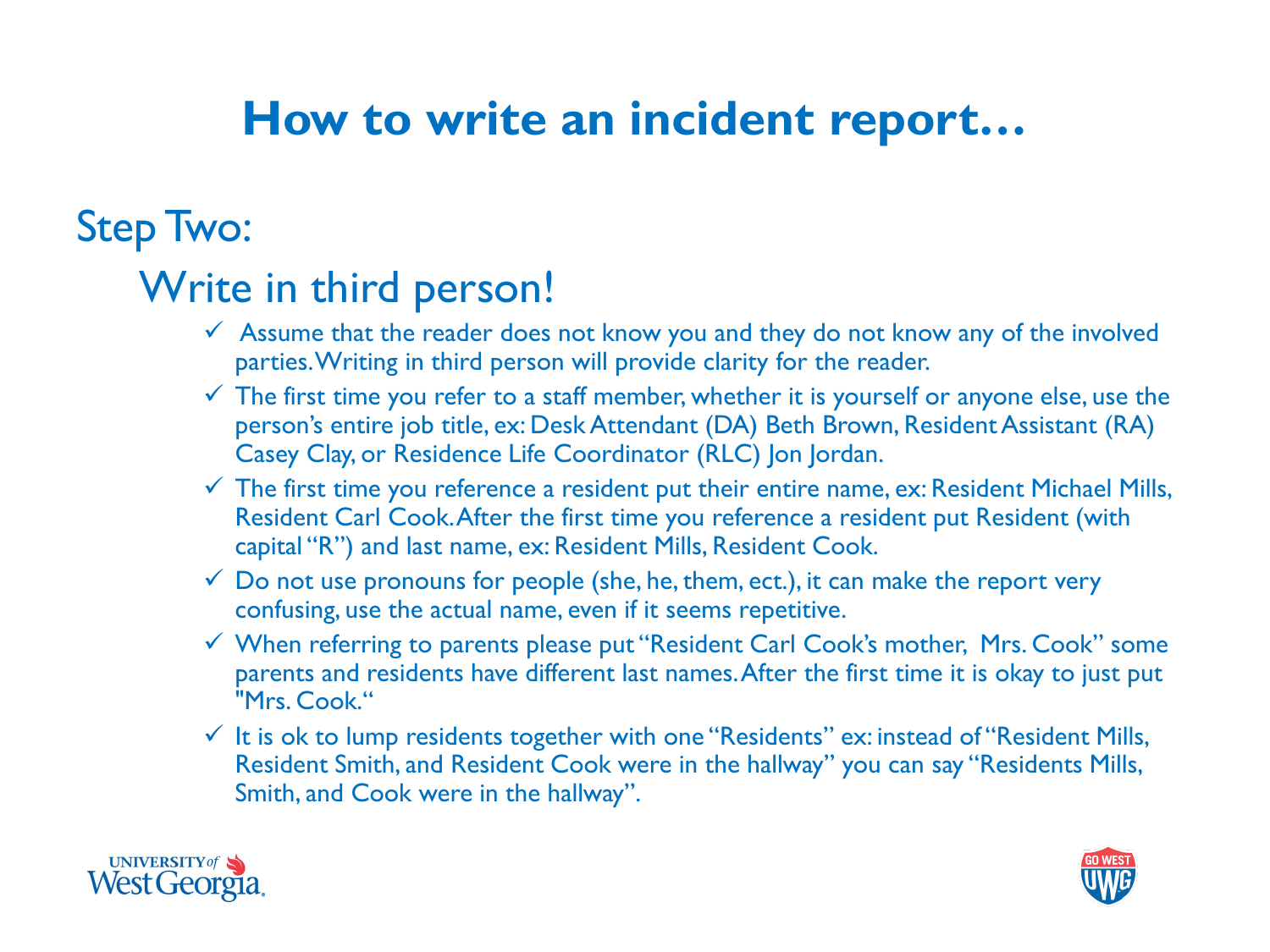# How to write an incident report…

## Step Two:

### Write in third person!

- ✓ Assume that the reader does not know you and they do not know any of the involved parties. Writing in third person will provide clarity for the reader.
- ✓ The first time you refer to a staff member, whether it is yourself or anyone else, use the person's entire job title, ex: Desk Attendant (DA) Beth Brown, Resident Assistant (RA) Casey Clay, or Residence Life Coordinator (RLC) Jon Jordan.
- ✓ The first time you reference a resident put their entire name, ex: Resident Michael Mills, Resident Carl Cook. After the first time you reference a resident put Resident (with capital "R") and last name, ex: Resident Mills, Resident Cook.
- ✓ Do not use pronouns for people (she, he, them, ect.), it can make the report very confusing, use the actual name, even if it seems repetitive.
- ✓ When referring to parents please put "Resident Carl Cook's mother, Mrs. Cook" some parents and residents have different last names. After the first time it is okay to just put "Mrs. Cook."
- ✓ It is ok to lump residents together with one "Residents" ex: instead of "Resident Mills, Resident Smith, and Resident Cook were in the hallway" you can say "Residents Mills, Smith, and Cook were in the hallway".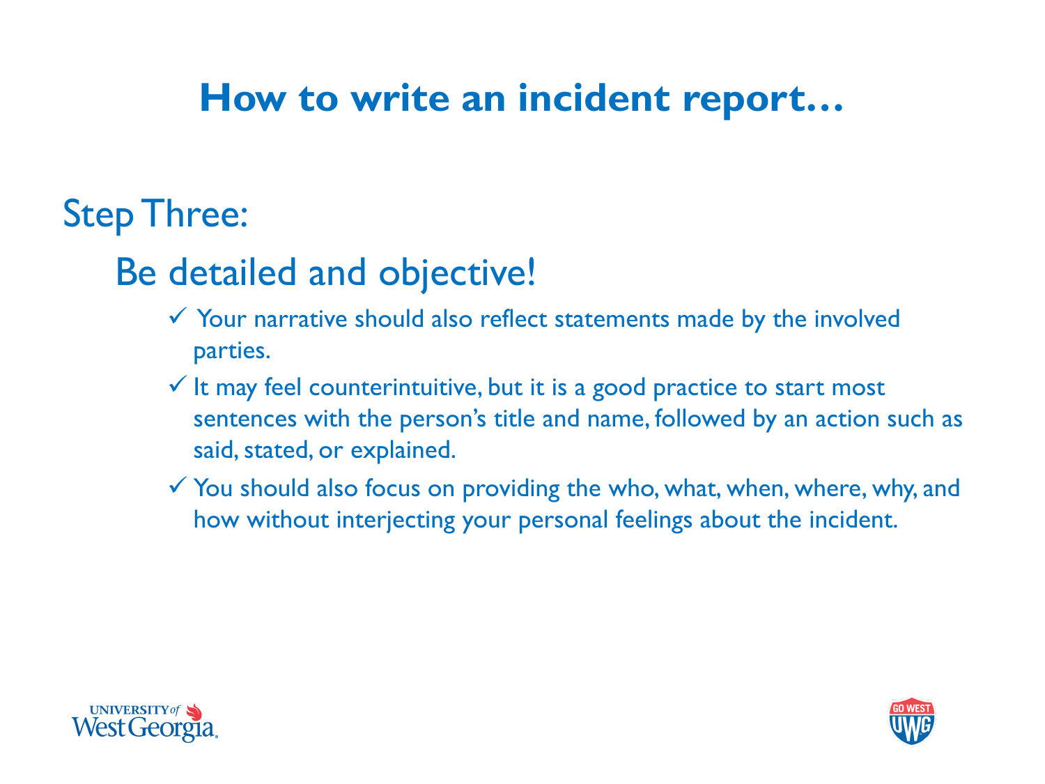# How to write an incident report…

## Step Three:

### Be detailed and objective!

- ✓ Your narrative should also reflect statements made by the involved parties.
- ✓ It may feel counterintuitive, but it is a good practice to start most sentences with the person's title and name, followed by an action such as said, stated, or explained.
- ✓ You should also focus on providing the who, what, when, where, why, and how without interjecting your personal feelings about the incident.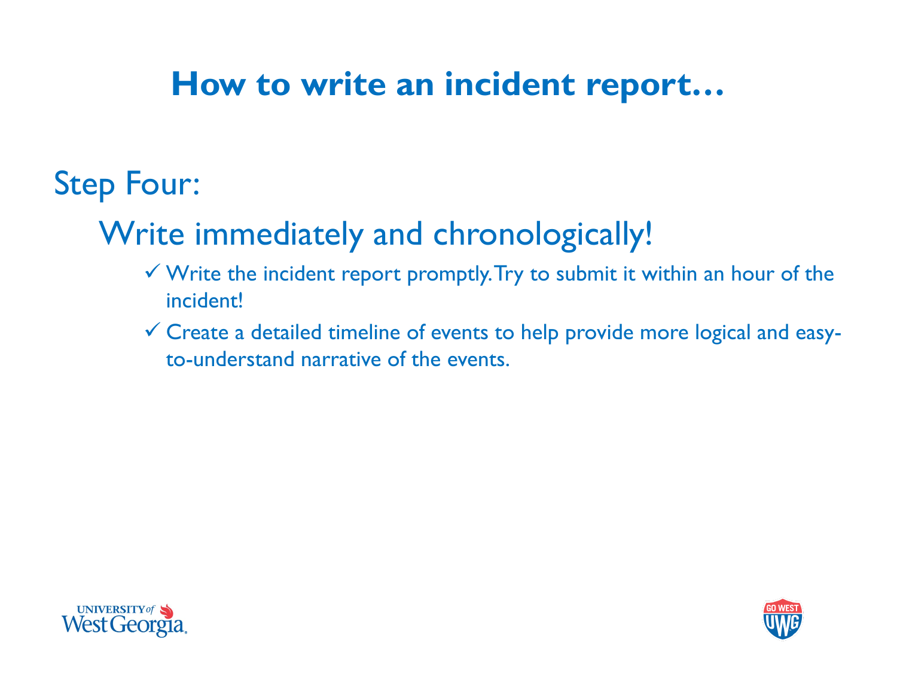# How to write an incident report…

## Step Four:

### Write immediately and chronologically!

- ✓ Write the incident report promptly. Try to submit it within an hour of the incident!
- ✓ Create a detailed timeline of events to help provide more logical and easy-to-understand narrative of the events.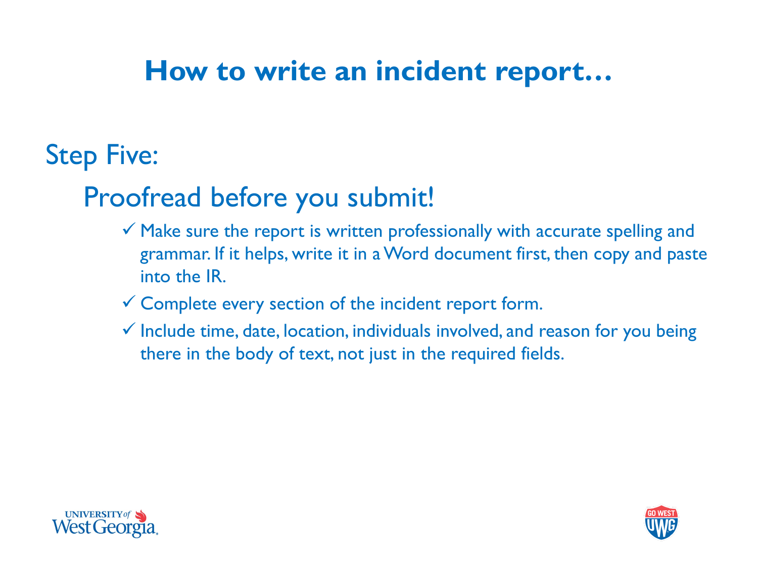# How to write an incident report…

## Step Five:

### Proofread before you submit!

- ✓ Make sure the report is written professionally with accurate spelling and grammar. If it helps, write it in a Word document first, then copy and paste into the IR.
- ✓ Complete every section of the incident report form.
- ✓ Include time, date, location, individuals involved, and reason for you being there in the body of text, not just in the required fields.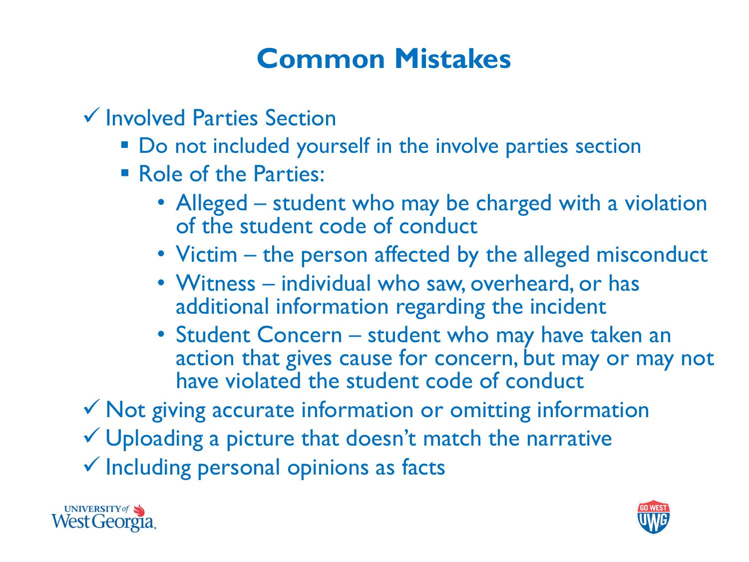# Common Mistakes

- ✓ Involved Parties Section
  - Do not included yourself in the involve parties section
  - Role of the Parties:
    - Alleged – student who may be charged with a violation of the student code of conduct
    - Victim – the person affected by the alleged misconduct
    - Witness – individual who saw, overheard, or has additional information regarding the incident
    - Student Concern – student who may have taken an action that gives cause for concern, but may or may not have violated the student code of conduct
- ✓ Not giving accurate information or omitting information
- ✓ Uploading a picture that doesn't match the narrative
- ✓ Including personal opinions as facts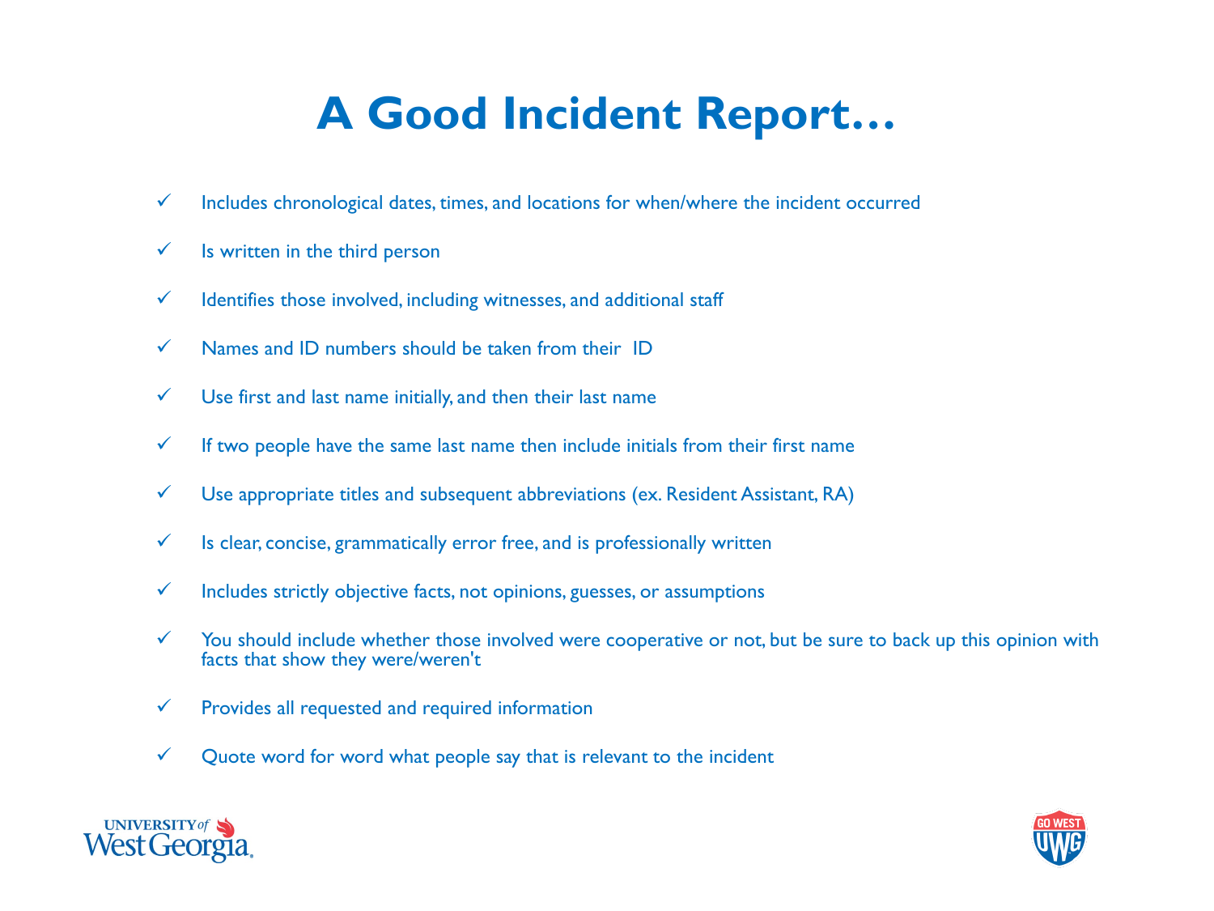# A Good Incident Report…

- ✓ Includes chronological dates, times, and locations for when/where the incident occurred
- ✓ Is written in the third person
- ✓ Identifies those involved, including witnesses, and additional staff
- ✓ Names and ID numbers should be taken from their ID
- ✓ Use first and last name initially, and then their last name
- ✓ If two people have the same last name then include initials from their first name
- ✓ Use appropriate titles and subsequent abbreviations (ex. Resident Assistant, RA)
- ✓ Is clear, concise, grammatically error free, and is professionally written
- ✓ Includes strictly objective facts, not opinions, guesses, or assumptions
- ✓ You should include whether those involved were cooperative or not, but be sure to back up this opinion with facts that show they were/weren't
- ✓ Provides all requested and required information
- ✓ Quote word for word what people say that is relevant to the incident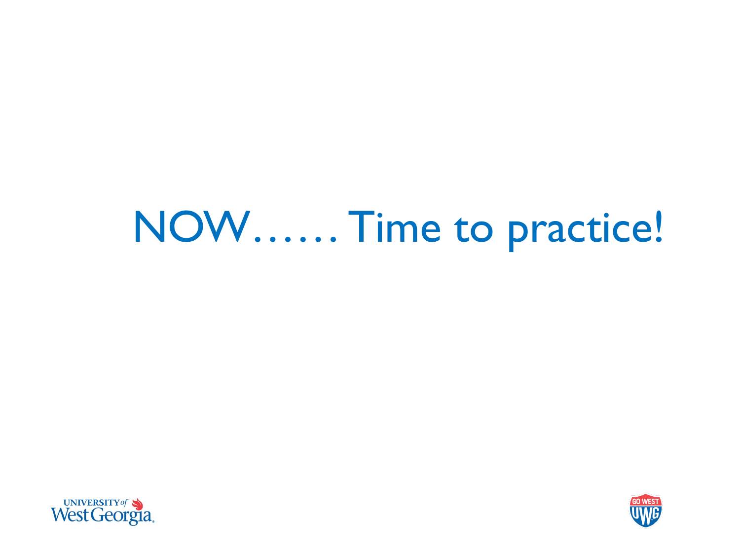# NOW…… Time to practice!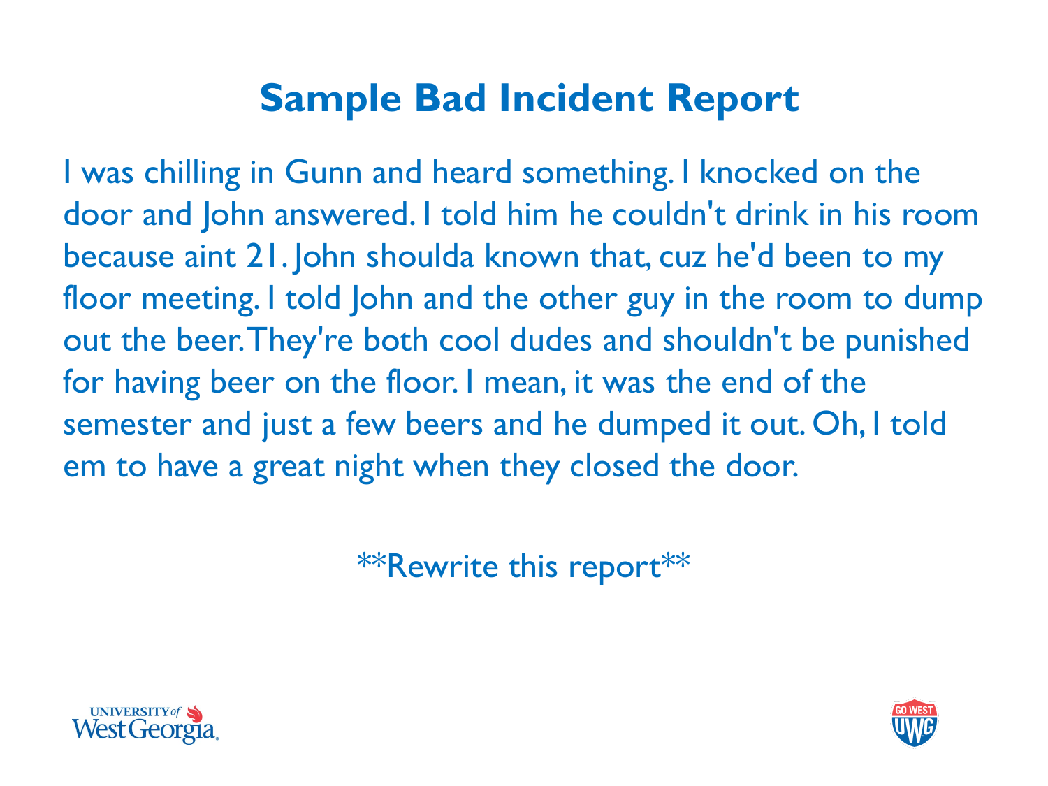# Sample Bad Incident Report

I was chilling in Gunn and heard something. I knocked on the door and John answered. I told him he couldn't drink in his room because aint 21. John shoulda known that, cuz he'd been to my floor meeting. I told John and the other guy in the room to dump out the beer. They're both cool dudes and shouldn't be punished for having beer on the floor. I mean, it was the end of the semester and just a few beers and he dumped it out. Oh, I told em to have a great night when they closed the door.

**Rewrite this report**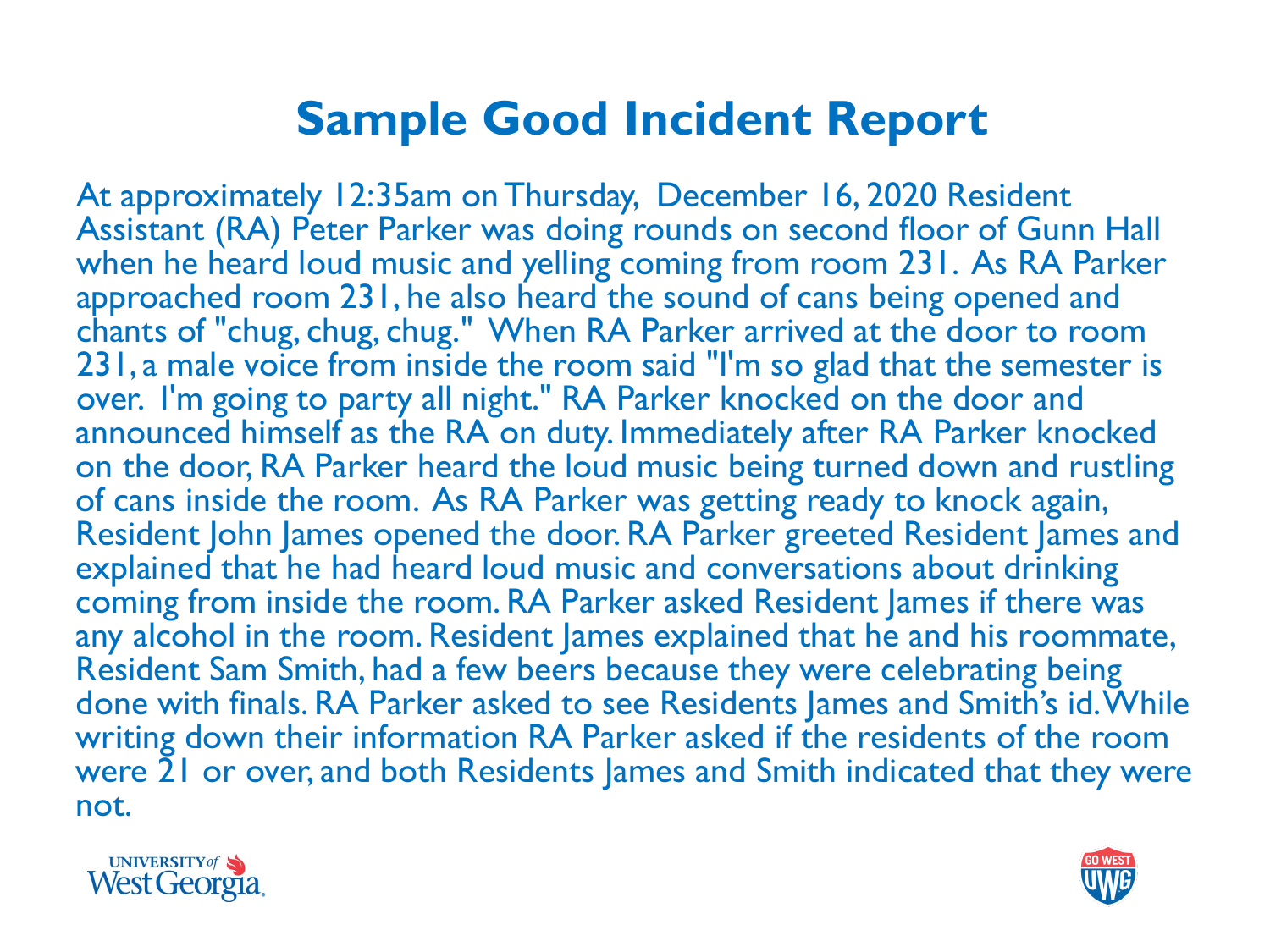# Sample Good Incident Report

At approximately 12:35am on Thursday, December 16, 2020 Resident Assistant (RA) Peter Parker was doing rounds on second floor of Gunn Hall when he heard loud music and yelling coming from room 231. As RA Parker approached room 231, he also heard the sound of cans being opened and chants of "chug, chug, chug." When RA Parker arrived at the door to room 231, a male voice from inside the room said "I'm so glad that the semester is over. I'm going to party all night." RA Parker knocked on the door and announced himself as the RA on duty. Immediately after RA Parker knocked on the door, RA Parker heard the loud music being turned down and rustling of cans inside the room. As RA Parker was getting ready to knock again, Resident John James opened the door. RA Parker greeted Resident James and explained that he had heard loud music and conversations about drinking coming from inside the room. RA Parker asked Resident James if there was any alcohol in the room. Resident James explained that he and his roommate, Resident Sam Smith, had a few beers because they were celebrating being done with finals. RA Parker asked to see Residents James and Smith's id. While writing down their information RA Parker asked if the residents of the room were 21 or over, and both Residents James and Smith indicated that they were not.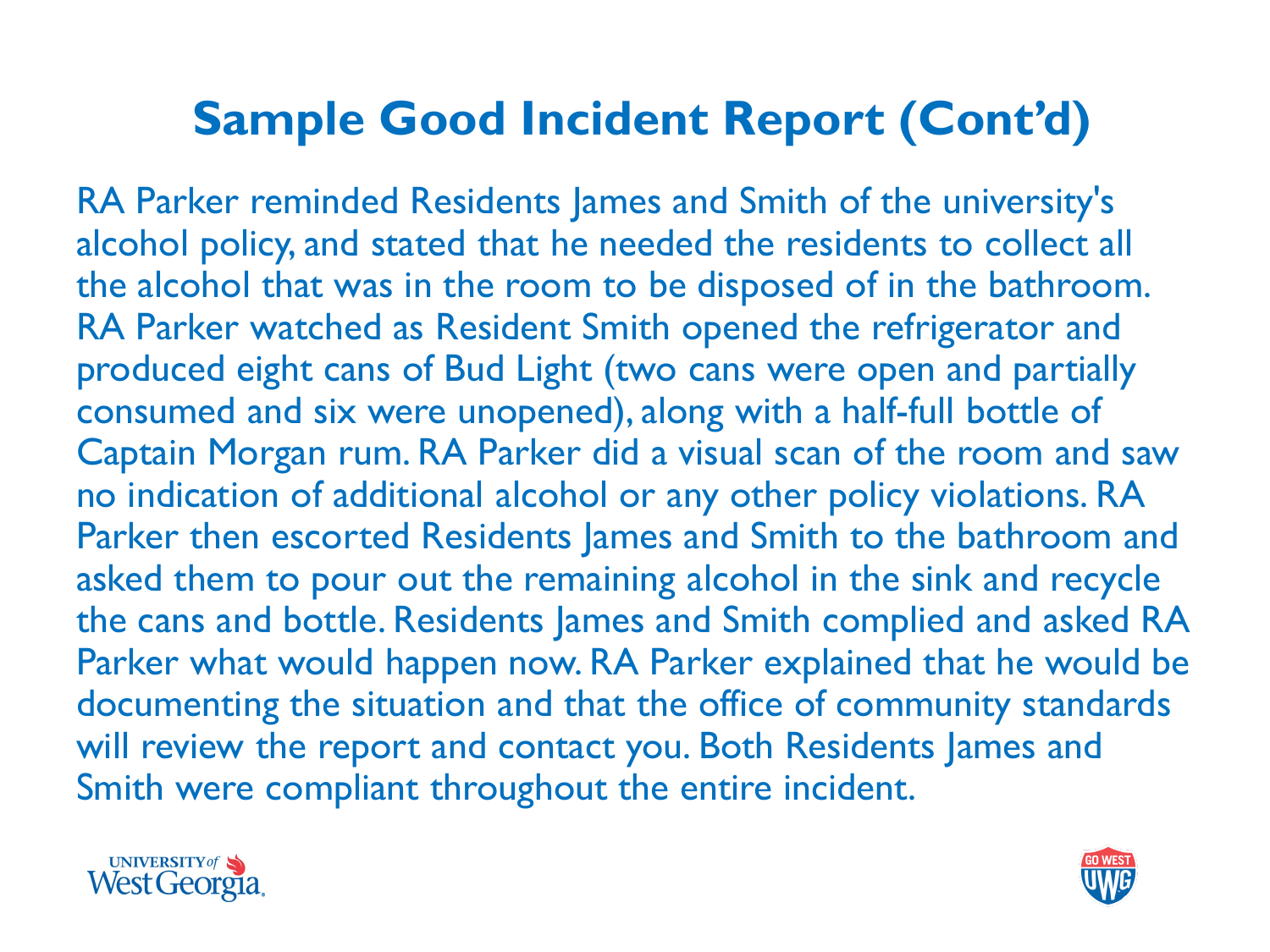# Sample Good Incident Report (Cont'd)

RA Parker reminded Residents James and Smith of the university's alcohol policy, and stated that he needed the residents to collect all the alcohol that was in the room to be disposed of in the bathroom. RA Parker watched as Resident Smith opened the refrigerator and produced eight cans of Bud Light (two cans were open and partially consumed and six were unopened), along with a half-full bottle of Captain Morgan rum. RA Parker did a visual scan of the room and saw no indication of additional alcohol or any other policy violations. RA Parker then escorted Residents James and Smith to the bathroom and asked them to pour out the remaining alcohol in the sink and recycle the cans and bottle. Residents James and Smith complied and asked RA Parker what would happen now. RA Parker explained that he would be documenting the situation and that the office of community standards will review the report and contact you. Both Residents James and Smith were compliant throughout the entire incident.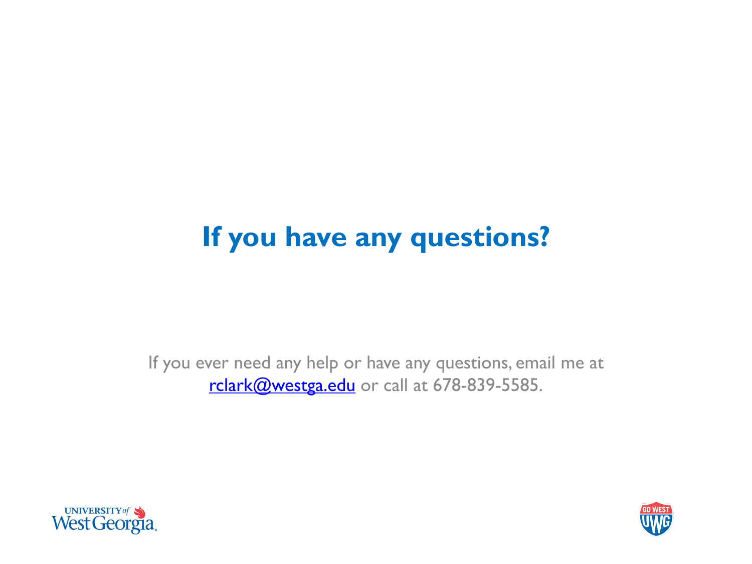# If you have any questions?

If you ever need any help or have any questions, email me at rclark@westga.edu or call at 678-839-5585.